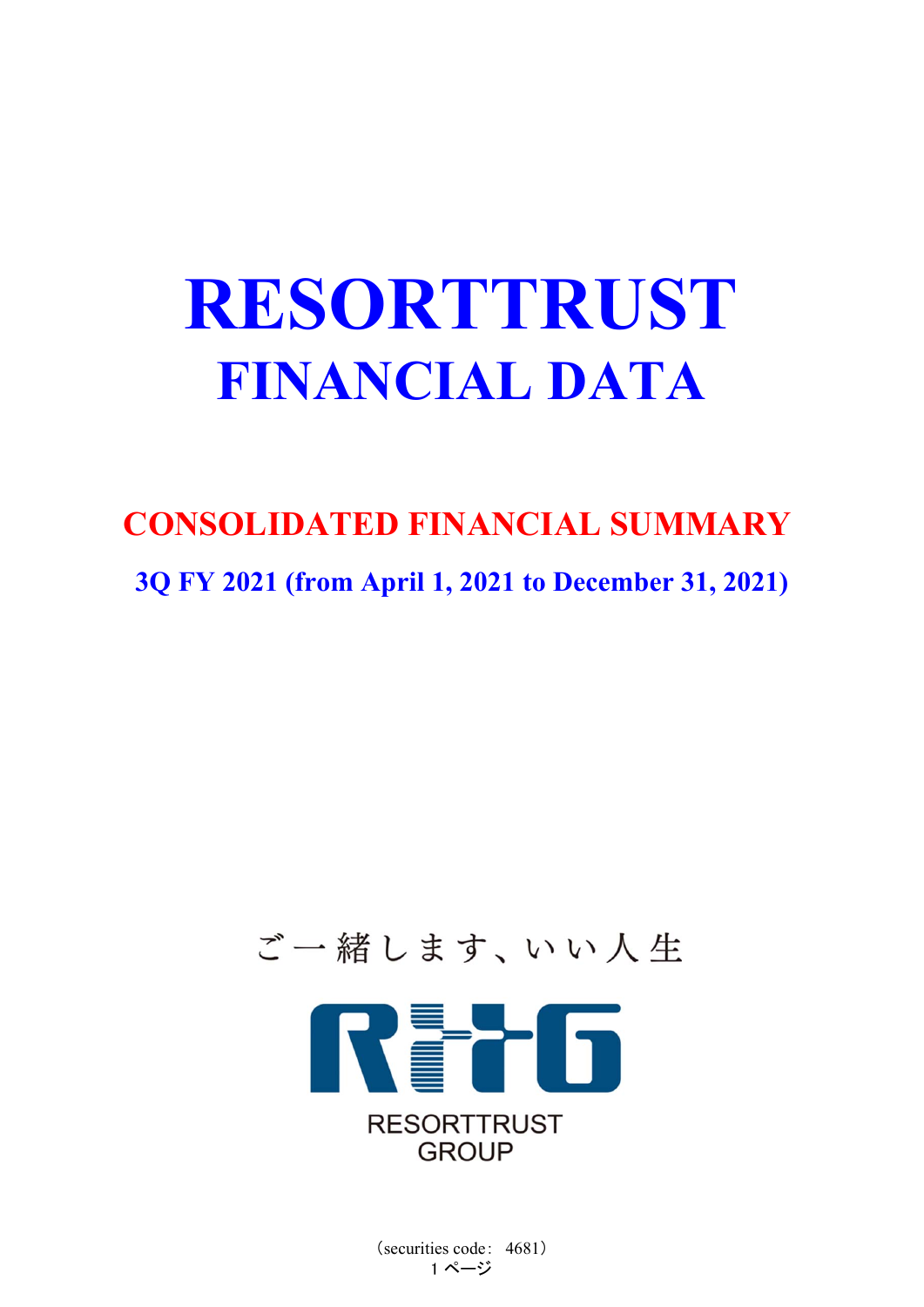# RESORTTRUST
# FINANCIAL DATA

## CONSOLIDATED FINANCIAL SUMMARY

### 3Q FY 2021 (from April 1, 2021 to December 31, 2021)

ご一緒します、いい人生

RESORTTRUST
GROUP

（securities code：　4681）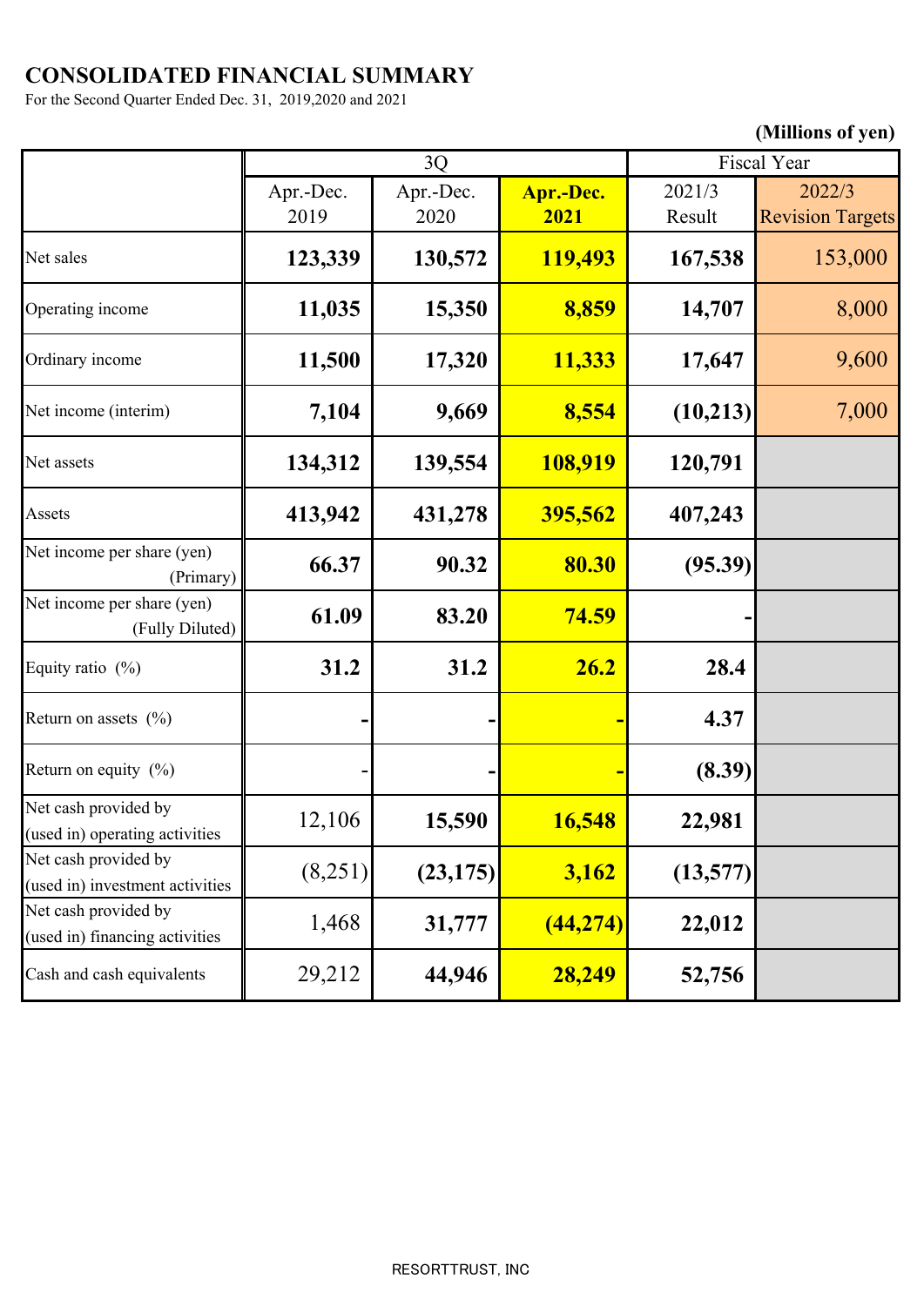# CONSOLIDATED FINANCIAL SUMMARY

For the Second Quarter Ended Dec. 31, 2019,2020 and 2021

**(Millions of yen)**

| | 3Q | | | Fiscal Year | |
|---|---|---|---|---|---|
| | Apr.-Dec. 2019 | Apr.-Dec. 2020 | **Apr.-Dec. 2021** | 2021/3 Result | 2022/3 Revision Targets |
| Net sales | **123,339** | **130,572** | **119,493** | **167,538** | 153,000 |
| Operating income | **11,035** | **15,350** | **8,859** | **14,707** | 8,000 |
| Ordinary income | **11,500** | **17,320** | **11,333** | **17,647** | 9,600 |
| Net income (interim) | **7,104** | **9,669** | **8,554** | **(10,213)** | 7,000 |
| Net assets | **134,312** | **139,554** | **108,919** | **120,791** | |
| Assets | **413,942** | **431,278** | **395,562** | **407,243** | |
| Net income per share (yen) (Primary) | **66.37** | **90.32** | **80.30** | **(95.39)** | |
| Net income per share (yen) (Fully Diluted) | **61.09** | **83.20** | **74.59** | **-** | |
| Equity ratio (%) | **31.2** | **31.2** | **26.2** | **28.4** | |
| Return on assets (%) | **-** | **-** | **-** | **4.37** | |
| Return on equity (%) | - | **-** | **-** | **(8.39)** | |
| Net cash provided by (used in) operating activities | 12,106 | **15,590** | **16,548** | **22,981** | |
| Net cash provided by (used in) investment activities | (8,251) | **(23,175)** | **3,162** | **(13,577)** | |
| Net cash provided by (used in) financing activities | 1,468 | **31,777** | **(44,274)** | **22,012** | |
| Cash and cash equivalents | 29,212 | **44,946** | **28,249** | **52,756** | |

RESORTTRUST, INC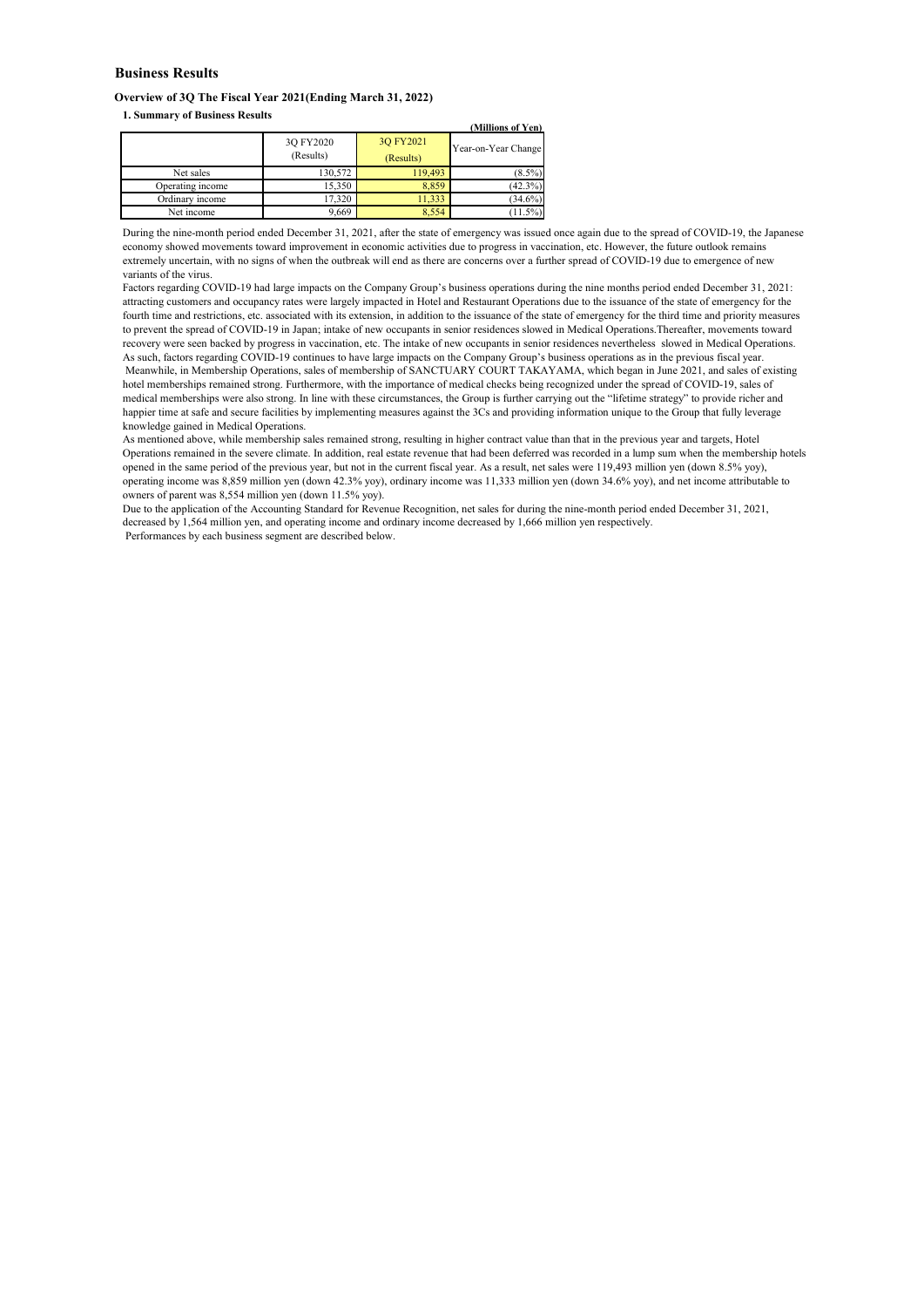# Business Results

### Overview of 3Q The Fiscal Year 2021(Ending March 31, 2022)

**1. Summary of Business Results**

**(Millions of Yen)**

| | 3Q FY2020 (Results) | 3Q FY2021 (Results) | Year-on-Year Change |
|---|---|---|---|
| Net sales | 130,572 | 119,493 | (8.5%) |
| Operating income | 15,350 | 8,859 | (42.3%) |
| Ordinary income | 17,320 | 11,333 | (34.6%) |
| Net income | 9,669 | 8,554 | (11.5%) |

During the nine-month period ended December 31, 2021, after the state of emergency was issued once again due to the spread of COVID-19, the Japanese economy showed movements toward improvement in economic activities due to progress in vaccination, etc. However, the future outlook remains extremely uncertain, with no signs of when the outbreak will end as there are concerns over a further spread of COVID-19 due to emergence of new variants of the virus.

Factors regarding COVID-19 had large impacts on the Company Group's business operations during the nine months period ended December 31, 2021: attracting customers and occupancy rates were largely impacted in Hotel and Restaurant Operations due to the issuance of the state of emergency for the fourth time and restrictions, etc. associated with its extension, in addition to the issuance of the state of emergency for the third time and priority measures to prevent the spread of COVID-19 in Japan; intake of new occupants in senior residences slowed in Medical Operations.Thereafter, movements toward recovery were seen backed by progress in vaccination, etc. The intake of new occupants in senior residences nevertheless slowed in Medical Operations. As such, factors regarding COVID-19 continues to have large impacts on the Company Group's business operations as in the previous fiscal year.

Meanwhile, in Membership Operations, sales of membership of SANCTUARY COURT TAKAYAMA, which began in June 2021, and sales of existing hotel memberships remained strong. Furthermore, with the importance of medical checks being recognized under the spread of COVID-19, sales of medical memberships were also strong. In line with these circumstances, the Group is further carrying out the "lifetime strategy" to provide richer and happier time at safe and secure facilities by implementing measures against the 3Cs and providing information unique to the Group that fully leverage knowledge gained in Medical Operations.

As mentioned above, while membership sales remained strong, resulting in higher contract value than that in the previous year and targets, Hotel Operations remained in the severe climate. In addition, real estate revenue that had been deferred was recorded in a lump sum when the membership hotels opened in the same period of the previous year, but not in the current fiscal year. As a result, net sales were 119,493 million yen (down 8.5% yoy), operating income was 8,859 million yen (down 42.3% yoy), ordinary income was 11,333 million yen (down 34.6% yoy), and net income attributable to owners of parent was 8,554 million yen (down 11.5% yoy).

Due to the application of the Accounting Standard for Revenue Recognition, net sales for during the nine-month period ended December 31, 2021, decreased by 1,564 million yen, and operating income and ordinary income decreased by 1,666 million yen respectively.

Performances by each business segment are described below.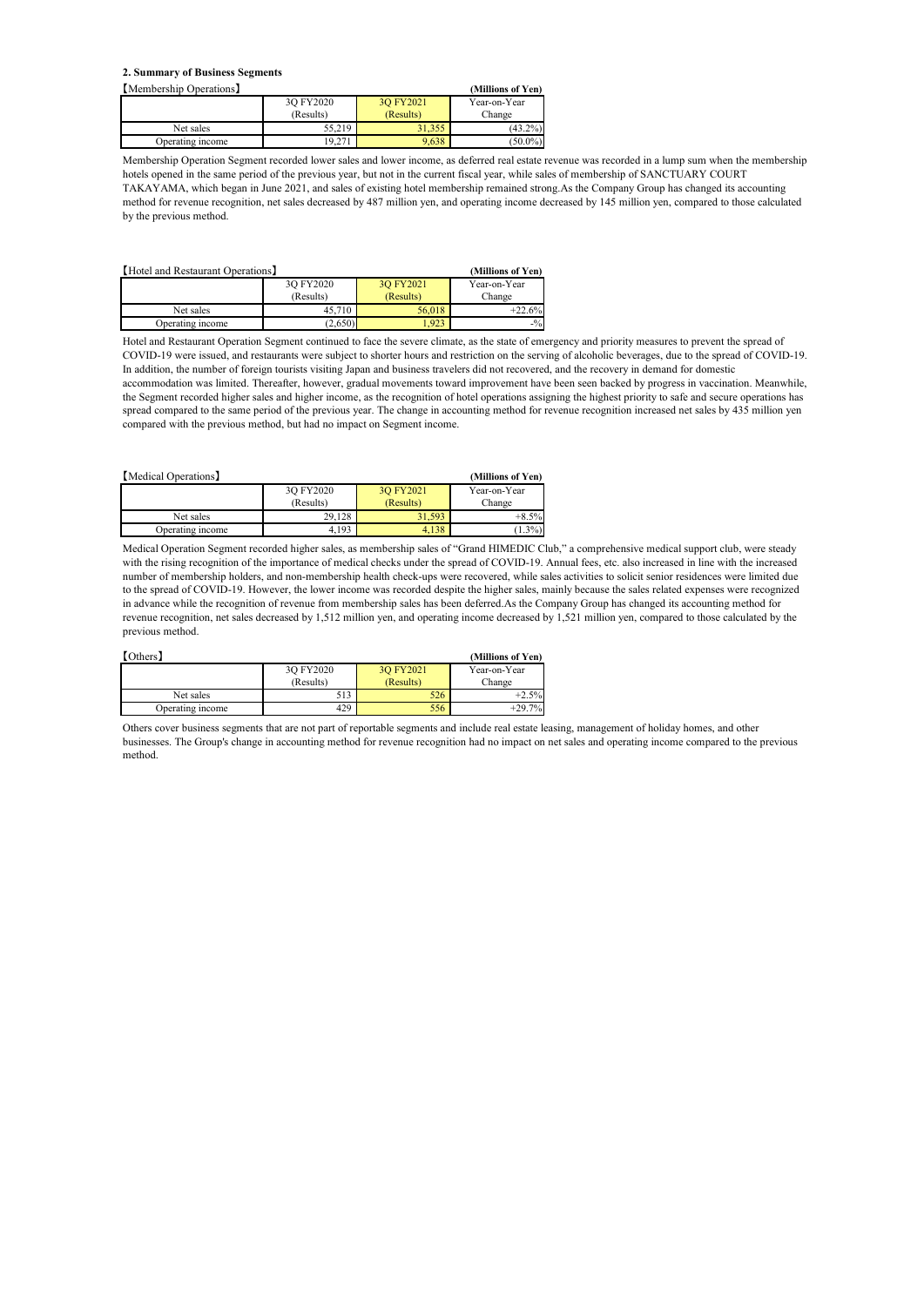## 2. Summary of Business Segments

【Membership Operations】 (Millions of Yen)

| | 3Q FY2020 (Results) | 3Q FY2021 (Results) | Year-on-Year Change |
|---|---|---|---|
| Net sales | 55,219 | 31,355 | (43.2%) |
| Operating income | 19,271 | 9,638 | (50.0%) |

Membership Operation Segment recorded lower sales and lower income, as deferred real estate revenue was recorded in a lump sum when the membership hotels opened in the same period of the previous year, but not in the current fiscal year, while sales of membership of SANCTUARY COURT TAKAYAMA, which began in June 2021, and sales of existing hotel membership remained strong.As the Company Group has changed its accounting method for revenue recognition, net sales decreased by 487 million yen, and operating income decreased by 145 million yen, compared to those calculated by the previous method.

【Hotel and Restaurant Operations】 (Millions of Yen)

| | 3Q FY2020 (Results) | 3Q FY2021 (Results) | Year-on-Year Change |
|---|---|---|---|
| Net sales | 45,710 | 56,018 | +22.6% |
| Operating income | (2,650) | 1,923 | -% |

Hotel and Restaurant Operation Segment continued to face the severe climate, as the state of emergency and priority measures to prevent the spread of COVID-19 were issued, and restaurants were subject to shorter hours and restriction on the serving of alcoholic beverages, due to the spread of COVID-19. In addition, the number of foreign tourists visiting Japan and business travelers did not recovered, and the recovery in demand for domestic accommodation was limited. Thereafter, however, gradual movements toward improvement have been seen backed by progress in vaccination. Meanwhile, the Segment recorded higher sales and higher income, as the recognition of hotel operations assigning the highest priority to safe and secure operations has spread compared to the same period of the previous year. The change in accounting method for revenue recognition increased net sales by 435 million yen compared with the previous method, but had no impact on Segment income.

【Medical Operations】 (Millions of Yen)

| | 3Q FY2020 (Results) | 3Q FY2021 (Results) | Year-on-Year Change |
|---|---|---|---|
| Net sales | 29,128 | 31,593 | +8.5% |
| Operating income | 4,193 | 4,138 | (1.3%) |

Medical Operation Segment recorded higher sales, as membership sales of "Grand HIMEDIC Club," a comprehensive medical support club, were steady with the rising recognition of the importance of medical checks under the spread of COVID-19. Annual fees, etc. also increased in line with the increased number of membership holders, and non-membership health check-ups were recovered, while sales activities to solicit senior residences were limited due to the spread of COVID-19. However, the lower income was recorded despite the higher sales, mainly because the sales related expenses were recognized in advance while the recognition of revenue from membership sales has been deferred.As the Company Group has changed its accounting method for revenue recognition, net sales decreased by 1,512 million yen, and operating income decreased by 1,521 million yen, compared to those calculated by the previous method.

【Others】 (Millions of Yen)

| | 3Q FY2020 (Results) | 3Q FY2021 (Results) | Year-on-Year Change |
|---|---|---|---|
| Net sales | 513 | 526 | +2.5% |
| Operating income | 429 | 556 | +29.7% |

Others cover business segments that are not part of reportable segments and include real estate leasing, management of holiday homes, and other businesses. The Group's change in accounting method for revenue recognition had no impact on net sales and operating income compared to the previous method.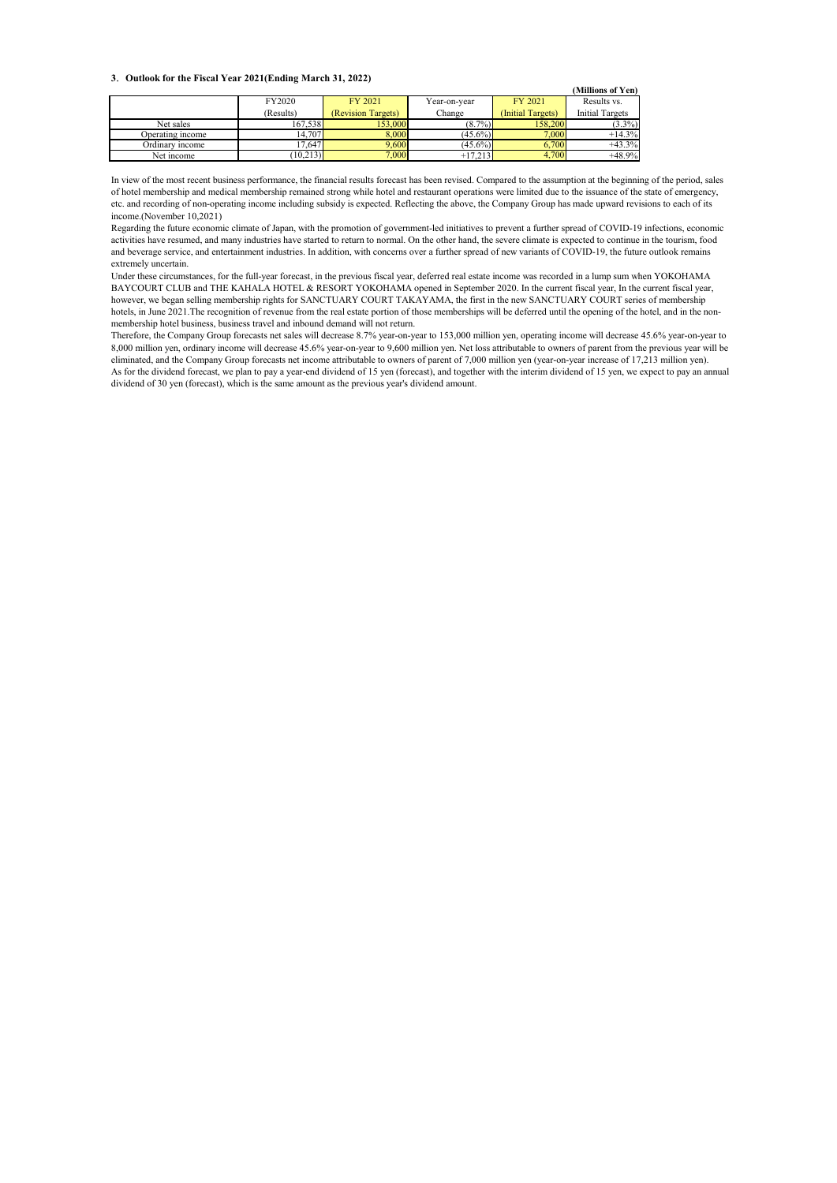### 3. Outlook for the Fiscal Year 2021(Ending March 31, 2022)

(Millions of Yen)

| | FY2020 (Results) | FY 2021 (Revision Targets) | Year-on-year Change | FY 2021 (Initial Targets) | Results vs. Initial Targets |
|---|---|---|---|---|---|
| Net sales | 167,538 | 153,000 | (8.7%) | 158,200 | (3.3%) |
| Operating income | 14,707 | 8,000 | (45.6%) | 7,000 | +14.3% |
| Ordinary income | 17,647 | 9,600 | (45.6%) | 6,700 | +43.3% |
| Net income | (10,213) | 7,000 | +17,213 | 4,700 | +48.9% |

In view of the most recent business performance, the financial results forecast has been revised. Compared to the assumption at the beginning of the period, sales of hotel membership and medical membership remained strong while hotel and restaurant operations were limited due to the issuance of the state of emergency, etc. and recording of non-operating income including subsidy is expected. Reflecting the above, the Company Group has made upward revisions to each of its income.(November 10,2021)

Regarding the future economic climate of Japan, with the promotion of government-led initiatives to prevent a further spread of COVID-19 infections, economic activities have resumed, and many industries have started to return to normal. On the other hand, the severe climate is expected to continue in the tourism, food and beverage service, and entertainment industries. In addition, with concerns over a further spread of new variants of COVID-19, the future outlook remains extremely uncertain.

Under these circumstances, for the full-year forecast, in the previous fiscal year, deferred real estate income was recorded in a lump sum when YOKOHAMA BAYCOURT CLUB and THE KAHALA HOTEL & RESORT YOKOHAMA opened in September 2020. In the current fiscal year, In the current fiscal year, however, we began selling membership rights for SANCTUARY COURT TAKAYAMA, the first in the new SANCTUARY COURT series of membership hotels, in June 2021.The recognition of revenue from the real estate portion of those memberships will be deferred until the opening of the hotel, and in the non-membership hotel business, business travel and inbound demand will not return.

Therefore, the Company Group forecasts net sales will decrease 8.7% year-on-year to 153,000 million yen, operating income will decrease 45.6% year-on-year to 8,000 million yen, ordinary income will decrease 45.6% year-on-year to 9,600 million yen. Net loss attributable to owners of parent from the previous year will be eliminated, and the Company Group forecasts net income attributable to owners of parent of 7,000 million yen (year-on-year increase of 17,213 million yen).

As for the dividend forecast, we plan to pay a year-end dividend of 15 yen (forecast), and together with the interim dividend of 15 yen, we expect to pay an annual dividend of 30 yen (forecast), which is the same amount as the previous year's dividend amount.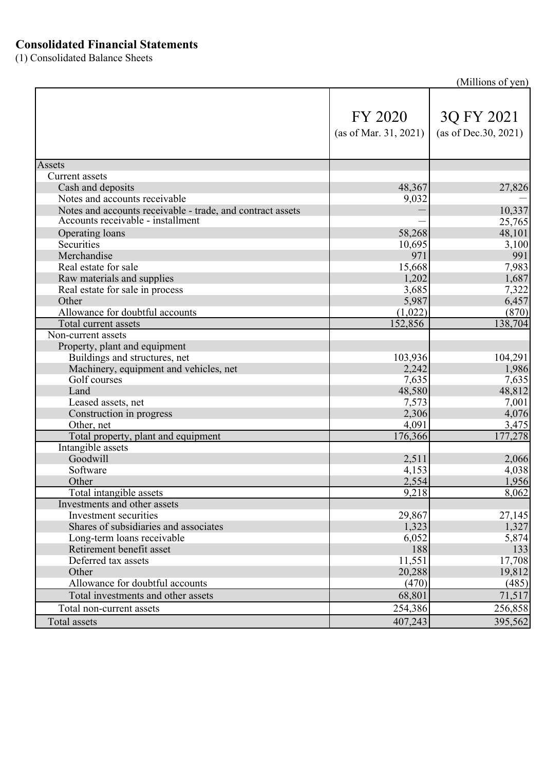## Consolidated Financial Statements

(1) Consolidated Balance Sheets

(Millions of yen)

| | FY 2020 (as of Mar. 31, 2021) | 3Q FY 2021 (as of Dec.30, 2021) |
|---|---|---|
| Assets | | |
| Current assets | | |
| Cash and deposits | 48,367 | 27,826 |
| Notes and accounts receivable | 9,032 | — |
| Notes and accounts receivable - trade, and contract assets | — | 10,337 |
| Accounts receivable - installment | — | 25,765 |
| Operating loans | 58,268 | 48,101 |
| Securities | 10,695 | 3,100 |
| Merchandise | 971 | 991 |
| Real estate for sale | 15,668 | 7,983 |
| Raw materials and supplies | 1,202 | 1,687 |
| Real estate for sale in process | 3,685 | 7,322 |
| Other | 5,987 | 6,457 |
| Allowance for doubtful accounts | (1,022) | (870) |
| Total current assets | 152,856 | 138,704 |
| Non-current assets | | |
| Property, plant and equipment | | |
| Buildings and structures, net | 103,936 | 104,291 |
| Machinery, equipment and vehicles, net | 2,242 | 1,986 |
| Golf courses | 7,635 | 7,635 |
| Land | 48,580 | 48,812 |
| Leased assets, net | 7,573 | 7,001 |
| Construction in progress | 2,306 | 4,076 |
| Other, net | 4,091 | 3,475 |
| Total property, plant and equipment | 176,366 | 177,278 |
| Intangible assets | | |
| Goodwill | 2,511 | 2,066 |
| Software | 4,153 | 4,038 |
| Other | 2,554 | 1,956 |
| Total intangible assets | 9,218 | 8,062 |
| Investments and other assets | | |
| Investment securities | 29,867 | 27,145 |
| Shares of subsidiaries and associates | 1,323 | 1,327 |
| Long-term loans receivable | 6,052 | 5,874 |
| Retirement benefit asset | 188 | 133 |
| Deferred tax assets | 11,551 | 17,708 |
| Other | 20,288 | 19,812 |
| Allowance for doubtful accounts | (470) | (485) |
| Total investments and other assets | 68,801 | 71,517 |
| Total non-current assets | 254,386 | 256,858 |
| Total assets | 407,243 | 395,562 |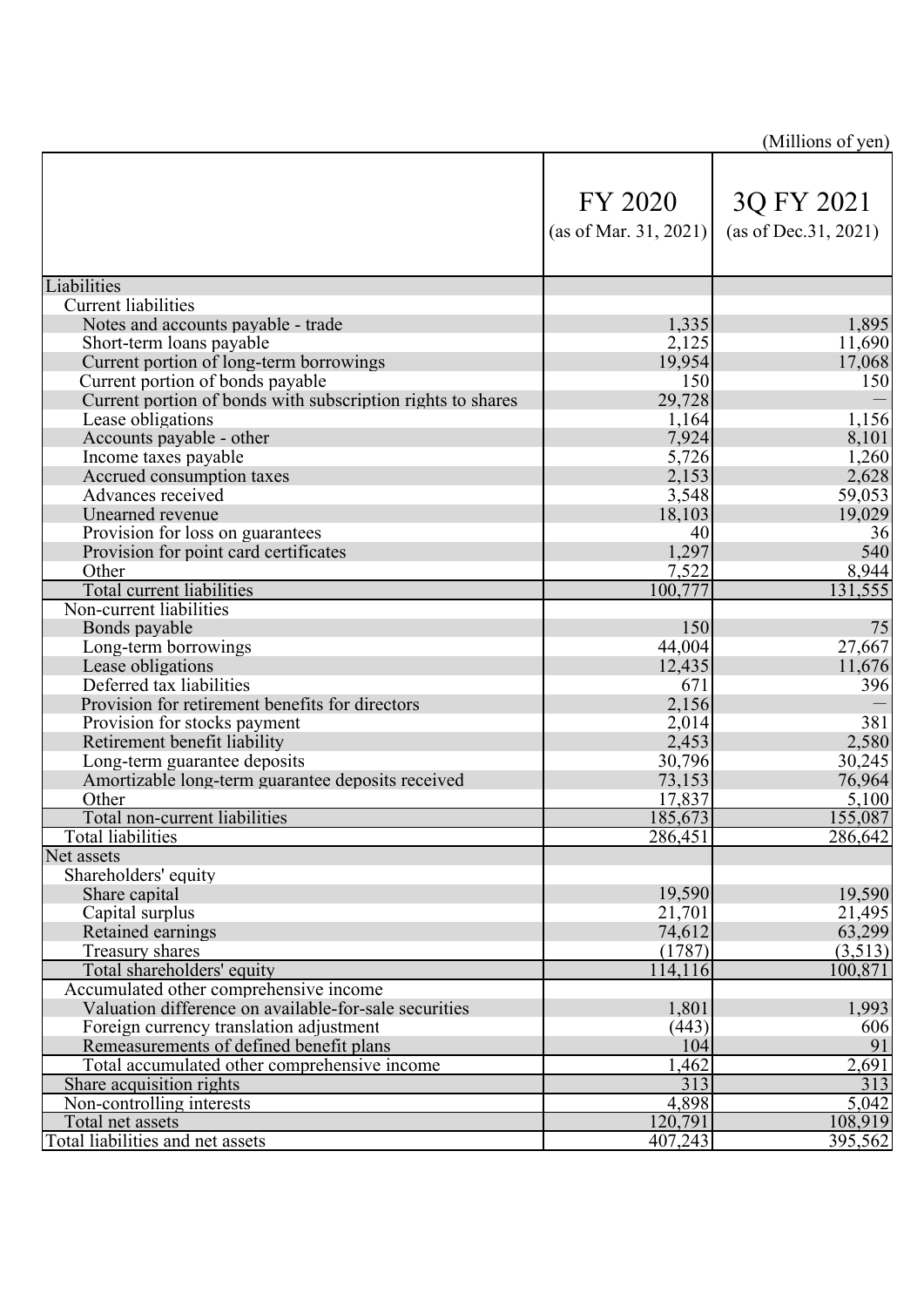(Millions of yen)

| | FY 2020 (as of Mar. 31, 2021) | 3Q FY 2021 (as of Dec.31, 2021) |
|---|---|---|
| Liabilities | | |
| Current liabilities | | |
| Notes and accounts payable - trade | 1,335 | 1,895 |
| Short-term loans payable | 2,125 | 11,690 |
| Current portion of long-term borrowings | 19,954 | 17,068 |
| Current portion of bonds payable | 150 | 150 |
| Current portion of bonds with subscription rights to shares | 29,728 | — |
| Lease obligations | 1,164 | 1,156 |
| Accounts payable - other | 7,924 | 8,101 |
| Income taxes payable | 5,726 | 1,260 |
| Accrued consumption taxes | 2,153 | 2,628 |
| Advances received | 3,548 | 59,053 |
| Unearned revenue | 18,103 | 19,029 |
| Provision for loss on guarantees | 40 | 36 |
| Provision for point card certificates | 1,297 | 540 |
| Other | 7,522 | 8,944 |
| Total current liabilities | 100,777 | 131,555 |
| Non-current liabilities | | |
| Bonds payable | 150 | 75 |
| Long-term borrowings | 44,004 | 27,667 |
| Lease obligations | 12,435 | 11,676 |
| Deferred tax liabilities | 671 | 396 |
| Provision for retirement benefits for directors | 2,156 | — |
| Provision for stocks payment | 2,014 | 381 |
| Retirement benefit liability | 2,453 | 2,580 |
| Long-term guarantee deposits | 30,796 | 30,245 |
| Amortizable long-term guarantee deposits received | 73,153 | 76,964 |
| Other | 17,837 | 5,100 |
| Total non-current liabilities | 185,673 | 155,087 |
| Total liabilities | 286,451 | 286,642 |
| Net assets | | |
| Shareholders' equity | | |
| Share capital | 19,590 | 19,590 |
| Capital surplus | 21,701 | 21,495 |
| Retained earnings | 74,612 | 63,299 |
| Treasury shares | (1787) | (3,513) |
| Total shareholders' equity | 114,116 | 100,871 |
| Accumulated other comprehensive income | | |
| Valuation difference on available-for-sale securities | 1,801 | 1,993 |
| Foreign currency translation adjustment | (443) | 606 |
| Remeasurements of defined benefit plans | 104 | 91 |
| Total accumulated other comprehensive income | 1,462 | 2,691 |
| Share acquisition rights | 313 | 313 |
| Non-controlling interests | 4,898 | 5,042 |
| Total net assets | 120,791 | 108,919 |
| Total liabilities and net assets | 407,243 | 395,562 |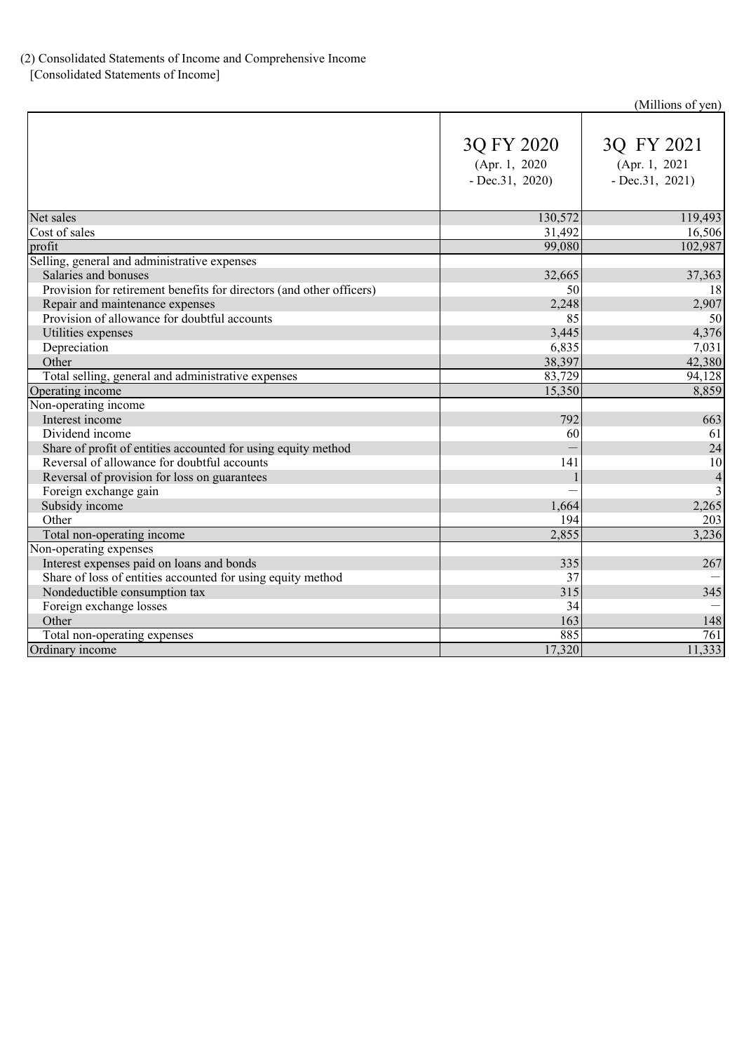(2) Consolidated Statements of Income and Comprehensive Income

[Consolidated Statements of Income]

(Millions of yen)

| | 3Q FY 2020 (Apr. 1, 2020 - Dec.31, 2020) | 3Q FY 2021 (Apr. 1, 2021 - Dec.31, 2021) |
|---|---|---|
| Net sales | 130,572 | 119,493 |
| Cost of sales | 31,492 | 16,506 |
| profit | 99,080 | 102,987 |
| Selling, general and administrative expenses | | |
| Salaries and bonuses | 32,665 | 37,363 |
| Provision for retirement benefits for directors (and other officers) | 50 | 18 |
| Repair and maintenance expenses | 2,248 | 2,907 |
| Provision of allowance for doubtful accounts | 85 | 50 |
| Utilities expenses | 3,445 | 4,376 |
| Depreciation | 6,835 | 7,031 |
| Other | 38,397 | 42,380 |
| Total selling, general and administrative expenses | 83,729 | 94,128 |
| Operating income | 15,350 | 8,859 |
| Non-operating income | | |
| Interest income | 792 | 663 |
| Dividend income | 60 | 61 |
| Share of profit of entities accounted for using equity method | — | 24 |
| Reversal of allowance for doubtful accounts | 141 | 10 |
| Reversal of provision for loss on guarantees | 1 | 4 |
| Foreign exchange gain | — | 3 |
| Subsidy income | 1,664 | 2,265 |
| Other | 194 | 203 |
| Total non-operating income | 2,855 | 3,236 |
| Non-operating expenses | | |
| Interest expenses paid on loans and bonds | 335 | 267 |
| Share of loss of entities accounted for using equity method | 37 | — |
| Nondeductible consumption tax | 315 | 345 |
| Foreign exchange losses | 34 | — |
| Other | 163 | 148 |
| Total non-operating expenses | 885 | 761 |
| Ordinary income | 17,320 | 11,333 |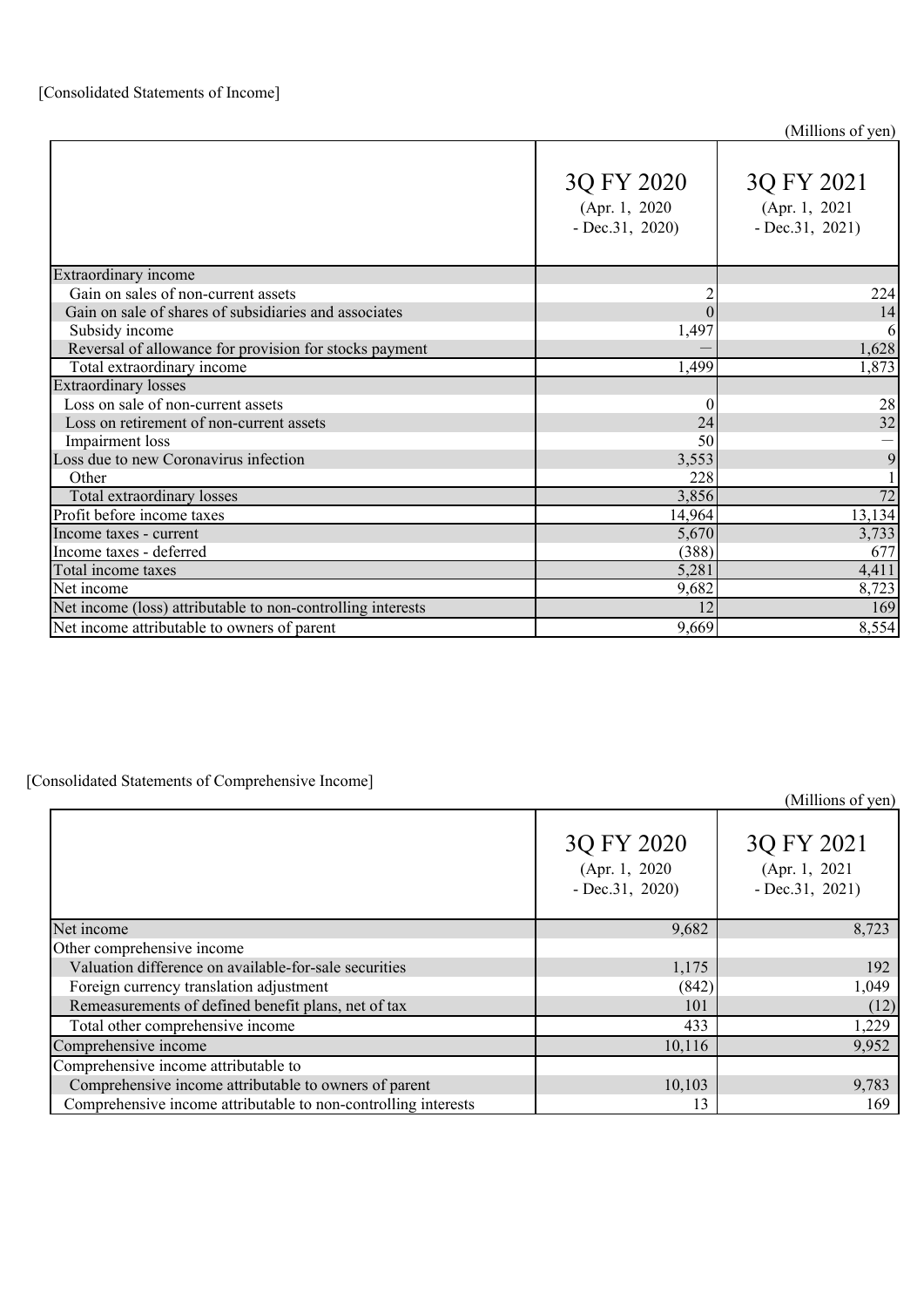[Consolidated Statements of Income]

(Millions of yen)

| | 3Q FY 2020 (Apr. 1, 2020 - Dec.31, 2020) | 3Q FY 2021 (Apr. 1, 2021 - Dec.31, 2021) |
|---|---|---|
| Extraordinary income | | |
| Gain on sales of non-current assets | 2 | 224 |
| Gain on sale of shares of subsidiaries and associates | 0 | 14 |
| Subsidy income | 1,497 | 6 |
| Reversal of allowance for provision for stocks payment | — | 1,628 |
| Total extraordinary income | 1,499 | 1,873 |
| Extraordinary losses | | |
| Loss on sale of non-current assets | 0 | 28 |
| Loss on retirement of non-current assets | 24 | 32 |
| Impairment loss | 50 | — |
| Loss due to new Coronavirus infection | 3,553 | 9 |
| Other | 228 | 1 |
| Total extraordinary losses | 3,856 | 72 |
| Profit before income taxes | 14,964 | 13,134 |
| Income taxes - current | 5,670 | 3,733 |
| Income taxes - deferred | (388) | 677 |
| Total income taxes | 5,281 | 4,411 |
| Net income | 9,682 | 8,723 |
| Net income (loss) attributable to non-controlling interests | 12 | 169 |
| Net income attributable to owners of parent | 9,669 | 8,554 |

[Consolidated Statements of Comprehensive Income]

(Millions of yen)

| | 3Q FY 2020 (Apr. 1, 2020 - Dec.31, 2020) | 3Q FY 2021 (Apr. 1, 2021 - Dec.31, 2021) |
|---|---|---|
| Net income | 9,682 | 8,723 |
| Other comprehensive income | | |
| Valuation difference on available-for-sale securities | 1,175 | 192 |
| Foreign currency translation adjustment | (842) | 1,049 |
| Remeasurements of defined benefit plans, net of tax | 101 | (12) |
| Total other comprehensive income | 433 | 1,229 |
| Comprehensive income | 10,116 | 9,952 |
| Comprehensive income attributable to | | |
| Comprehensive income attributable to owners of parent | 10,103 | 9,783 |
| Comprehensive income attributable to non-controlling interests | 13 | 169 |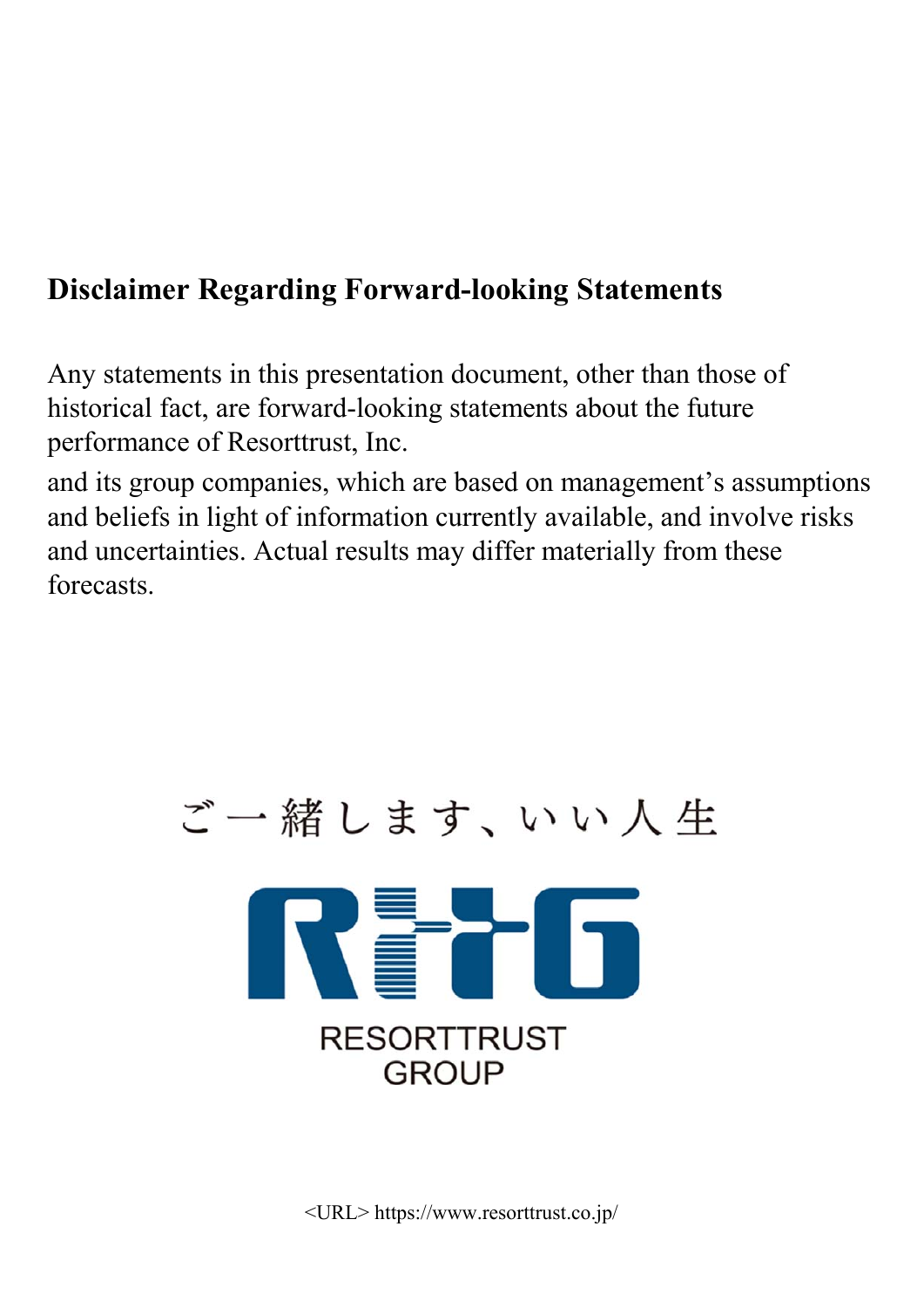## Disclaimer Regarding Forward-looking Statements

Any statements in this presentation document, other than those of historical fact, are forward-looking statements about the future performance of Resorttrust, Inc.
and its group companies, which are based on management's assumptions and beliefs in light of information currently available, and involve risks and uncertainties. Actual results may differ materially from these forecasts.

ご一緒します、いい人生

RESORTTRUST
GROUP

<URL> https://www.resorttrust.co.jp/